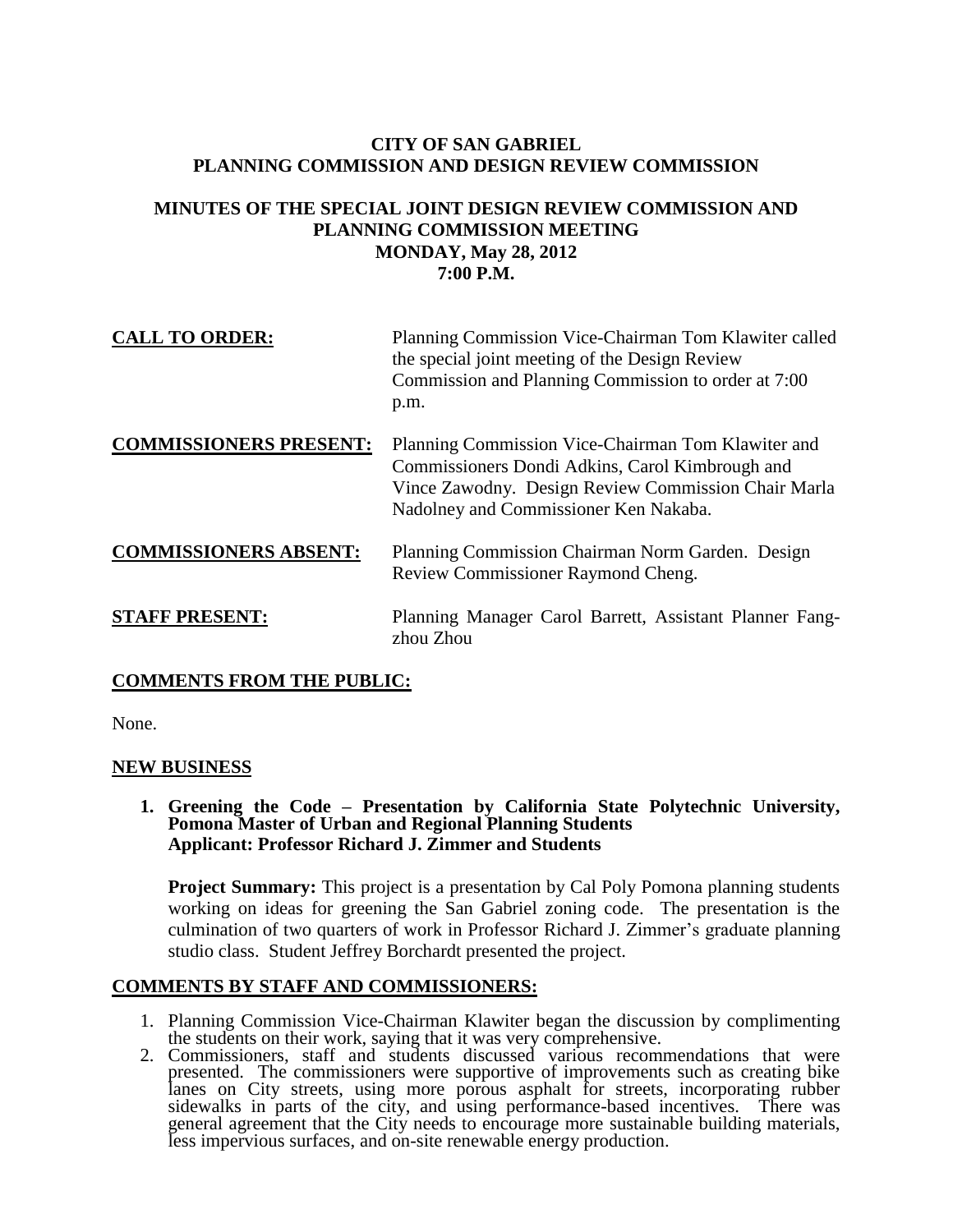**CITY OF SAN GABRIEL**
**PLANNING COMMISSION AND DESIGN REVIEW COMMISSION**

**MINUTES OF THE SPECIAL JOINT DESIGN REVIEW COMMISSION AND PLANNING COMMISSION MEETING**
**MONDAY, May 28, 2012**
**7:00 P.M.**

**CALL TO ORDER:** Planning Commission Vice-Chairman Tom Klawiter called the special joint meeting of the Design Review Commission and Planning Commission to order at 7:00 p.m.

**COMMISSIONERS PRESENT:** Planning Commission Vice-Chairman Tom Klawiter and Commissioners Dondi Adkins, Carol Kimbrough and Vince Zawodny. Design Review Commission Chair Marla Nadolney and Commissioner Ken Nakaba.

**COMMISSIONERS ABSENT:** Planning Commission Chairman Norm Garden. Design Review Commissioner Raymond Cheng.

**STAFF PRESENT:** Planning Manager Carol Barrett, Assistant Planner Fang-zhou Zhou

## COMMENTS FROM THE PUBLIC:

None.

## NEW BUSINESS

**1. Greening the Code – Presentation by California State Polytechnic University, Pomona Master of Urban and Regional Planning Students**
**Applicant: Professor Richard J. Zimmer and Students**

**Project Summary:** This project is a presentation by Cal Poly Pomona planning students working on ideas for greening the San Gabriel zoning code. The presentation is the culmination of two quarters of work in Professor Richard J. Zimmer's graduate planning studio class. Student Jeffrey Borchardt presented the project.

## COMMENTS BY STAFF AND COMMISSIONERS:

1. Planning Commission Vice-Chairman Klawiter began the discussion by complimenting the students on their work, saying that it was very comprehensive.
2. Commissioners, staff and students discussed various recommendations that were presented. The commissioners were supportive of improvements such as creating bike lanes on City streets, using more porous asphalt for streets, incorporating rubber sidewalks in parts of the city, and using performance-based incentives. There was general agreement that the City needs to encourage more sustainable building materials, less impervious surfaces, and on-site renewable energy production.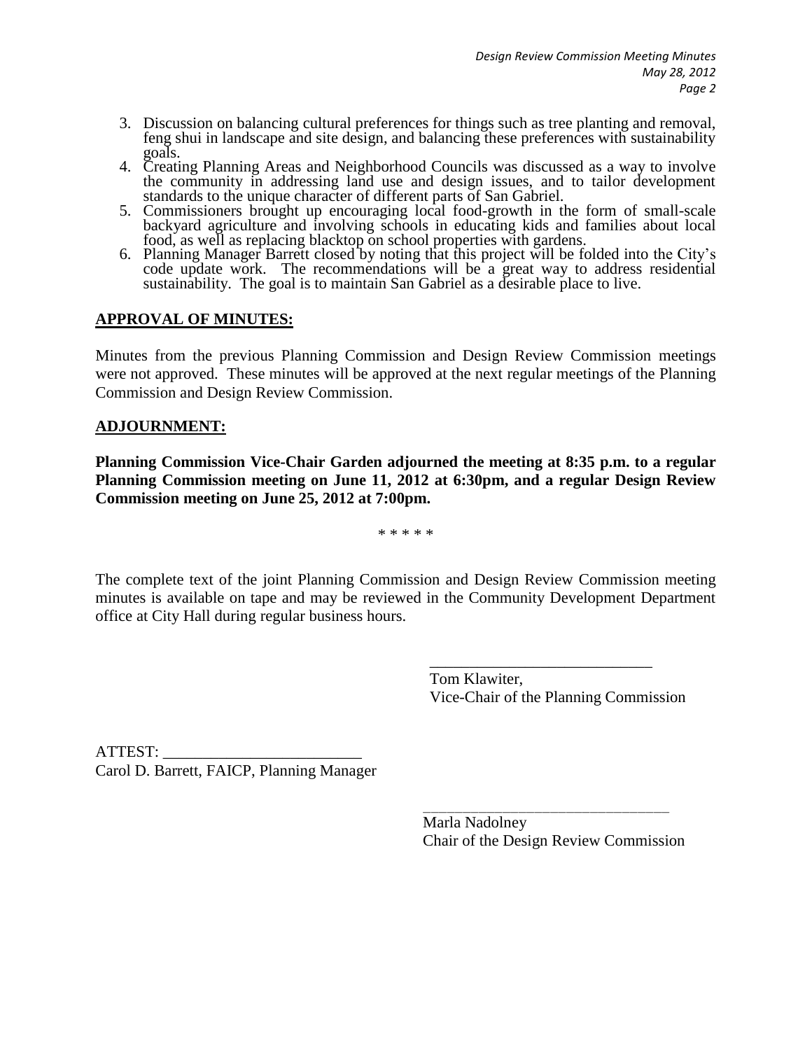3. Discussion on balancing cultural preferences for things such as tree planting and removal, feng shui in landscape and site design, and balancing these preferences with sustainability goals.
4. Creating Planning Areas and Neighborhood Councils was discussed as a way to involve the community in addressing land use and design issues, and to tailor development standards to the unique character of different parts of San Gabriel.
5. Commissioners brought up encouraging local food-growth in the form of small-scale backyard agriculture and involving schools in educating kids and families about local food, as well as replacing blacktop on school properties with gardens.
6. Planning Manager Barrett closed by noting that this project will be folded into the City's code update work. The recommendations will be a great way to address residential sustainability. The goal is to maintain San Gabriel as a desirable place to live.

## APPROVAL OF MINUTES:

Minutes from the previous Planning Commission and Design Review Commission meetings were not approved. These minutes will be approved at the next regular meetings of the Planning Commission and Design Review Commission.

## ADJOURNMENT:

**Planning Commission Vice-Chair Garden adjourned the meeting at 8:35 p.m. to a regular Planning Commission meeting on June 11, 2012 at 6:30pm, and a regular Design Review Commission meeting on June 25, 2012 at 7:00pm.**

\* \* \* \* \*

The complete text of the joint Planning Commission and Design Review Commission meeting minutes is available on tape and may be reviewed in the Community Development Department office at City Hall during regular business hours.

\_\_\_\_\_\_\_\_\_\_\_\_\_\_\_\_\_\_\_\_\_\_\_\_\_\_\_\_
Tom Klawiter,
Vice-Chair of the Planning Commission

ATTEST: \_\_\_\_\_\_\_\_\_\_\_\_\_\_\_\_\_\_\_\_\_\_\_\_\_
Carol D. Barrett, FAICP, Planning Manager

\_\_\_\_\_\_\_\_\_\_\_\_\_\_\_\_\_\_\_\_\_\_\_\_\_\_\_\_
Marla Nadolney
Chair of the Design Review Commission